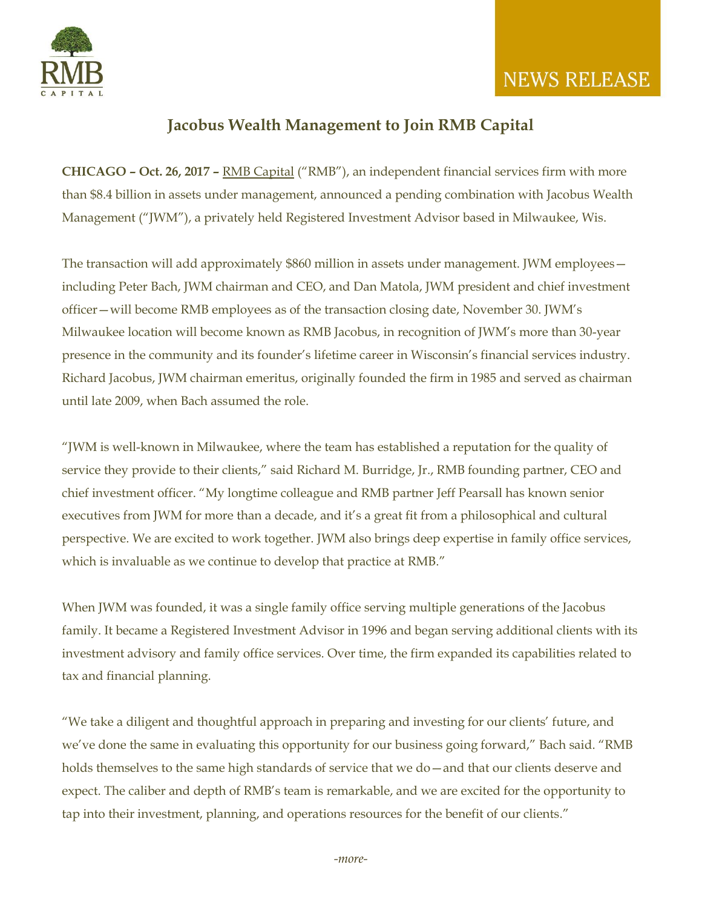NEWS RELEASE

# Jacobus Wealth Management to Join RMB Capital

**CHICAGO – Oct. 26, 2017 –** RMB Capital ("RMB"), an independent financial services firm with more than $8.4 billion in assets under management, announced a pending combination with Jacobus Wealth Management ("JWM"), a privately held Registered Investment Advisor based in Milwaukee, Wis.

The transaction will add approximately $860 million in assets under management. JWM employees—including Peter Bach, JWM chairman and CEO, and Dan Matola, JWM president and chief investment officer—will become RMB employees as of the transaction closing date, November 30. JWM's Milwaukee location will become known as RMB Jacobus, in recognition of JWM's more than 30-year presence in the community and its founder's lifetime career in Wisconsin's financial services industry. Richard Jacobus, JWM chairman emeritus, originally founded the firm in 1985 and served as chairman until late 2009, when Bach assumed the role.

"JWM is well-known in Milwaukee, where the team has established a reputation for the quality of service they provide to their clients," said Richard M. Burridge, Jr., RMB founding partner, CEO and chief investment officer. "My longtime colleague and RMB partner Jeff Pearsall has known senior executives from JWM for more than a decade, and it's a great fit from a philosophical and cultural perspective. We are excited to work together. JWM also brings deep expertise in family office services, which is invaluable as we continue to develop that practice at RMB."

When JWM was founded, it was a single family office serving multiple generations of the Jacobus family. It became a Registered Investment Advisor in 1996 and began serving additional clients with its investment advisory and family office services. Over time, the firm expanded its capabilities related to tax and financial planning.

"We take a diligent and thoughtful approach in preparing and investing for our clients' future, and we've done the same in evaluating this opportunity for our business going forward," Bach said. "RMB holds themselves to the same high standards of service that we do—and that our clients deserve and expect. The caliber and depth of RMB's team is remarkable, and we are excited for the opportunity to tap into their investment, planning, and operations resources for the benefit of our clients."

*-more-*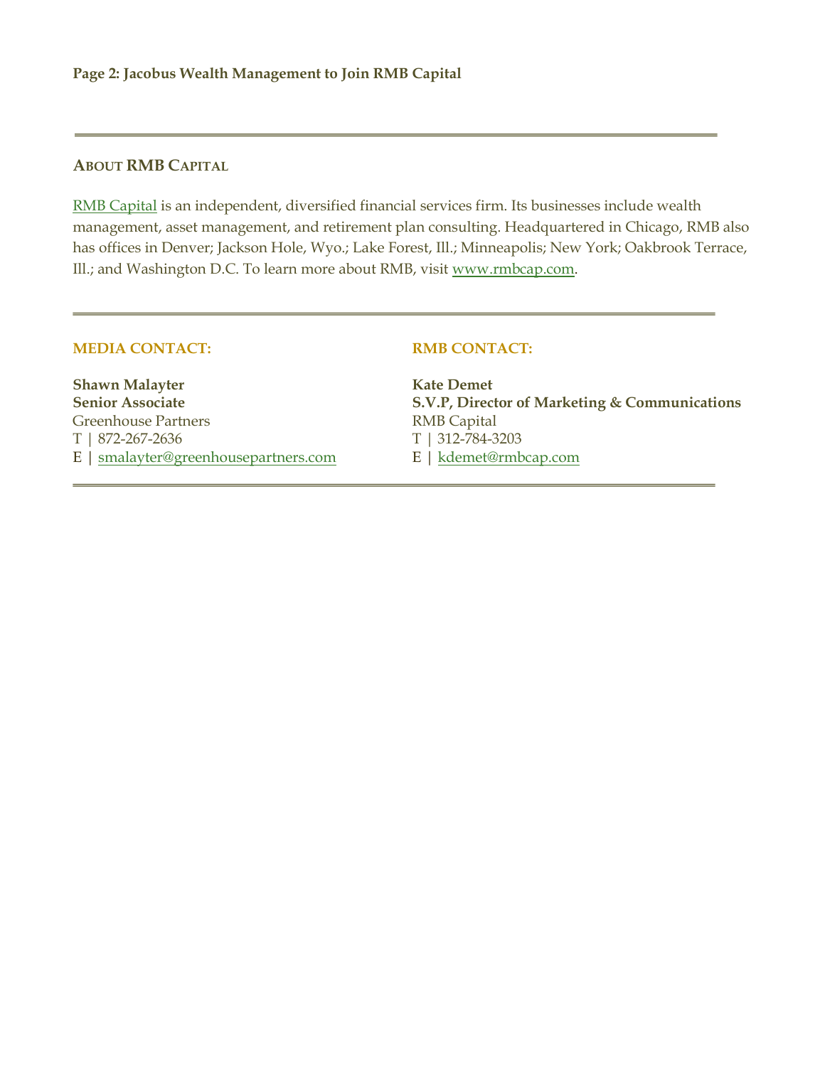## About RMB Capital

RMB Capital is an independent, diversified financial services firm. Its businesses include wealth management, asset management, and retirement plan consulting. Headquartered in Chicago, RMB also has offices in Denver; Jackson Hole, Wyo.; Lake Forest, Ill.; Minneapolis; New York; Oakbrook Terrace, Ill.; and Washington D.C. To learn more about RMB, visit www.rmbcap.com.

---

**MEDIA CONTACT:**

**Shawn Malayter**
**Senior Associate**
Greenhouse Partners
T | 872-267-2636
E | smalayter@greenhousepartners.com

**RMB CONTACT:**

**Kate Demet**
**S.V.P, Director of Marketing & Communications**
RMB Capital
T | 312-784-3203
E | kdemet@rmbcap.com